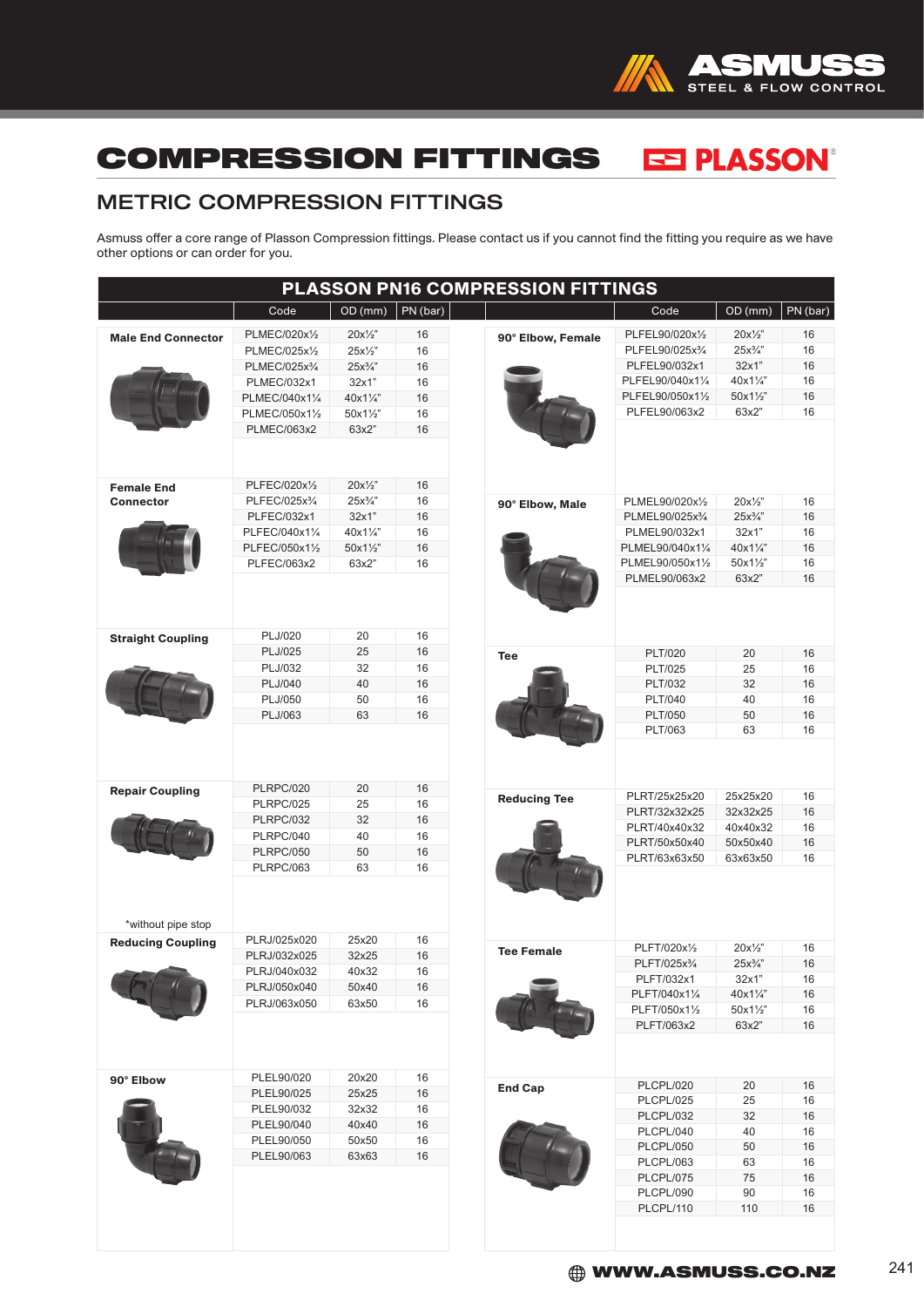# COMPRESSION FITTINGS

PLASSON

## METRIC COMPRESSION FITTINGS

Asmuss offer a core range of Plasson Compression fittings. Please contact us if you cannot find the fitting you require as we have other options or can order for you.

### PLASSON PN16 COMPRESSION FITTINGS

| | Code | OD (mm) | PN (bar) |
|---|---|---|---|
| **Male End Connector** | PLMEC/020x½ | 20x½" | 16 |
| | PLMEC/025x½ | 25x½" | 16 |
| | PLMEC/025x¾ | 25x¾" | 16 |
| | PLMEC/032x1 | 32x1" | 16 |
| | PLMEC/040x1¼ | 40x1¼" | 16 |
| | PLMEC/050x1½ | 50x1½" | 16 |
| | PLMEC/063x2 | 63x2" | 16 |
| **Female End Connector** | PLFEC/020x½ | 20x½" | 16 |
| | PLFEC/025x¾ | 25x¾" | 16 |
| | PLFEC/032x1 | 32x1" | 16 |
| | PLFEC/040x1¼ | 40x1¼" | 16 |
| | PLFEC/050x1½ | 50x1½" | 16 |
| | PLFEC/063x2 | 63x2" | 16 |
| **Straight Coupling** | PLJ/020 | 20 | 16 |
| | PLJ/025 | 25 | 16 |
| | PLJ/032 | 32 | 16 |
| | PLJ/040 | 40 | 16 |
| | PLJ/050 | 50 | 16 |
| | PLJ/063 | 63 | 16 |
| **Repair Coupling** (*without pipe stop) | PLRPC/020 | 20 | 16 |
| | PLRPC/025 | 25 | 16 |
| | PLRPC/032 | 32 | 16 |
| | PLRPC/040 | 40 | 16 |
| | PLRPC/050 | 50 | 16 |
| | PLRPC/063 | 63 | 16 |
| **Reducing Coupling** | PLRJ/025x020 | 25x20 | 16 |
| | PLRJ/032x025 | 32x25 | 16 |
| | PLRJ/040x032 | 40x32 | 16 |
| | PLRJ/050x040 | 50x40 | 16 |
| | PLRJ/063x050 | 63x50 | 16 |
| **90° Elbow** | PLEL90/020 | 20x20 | 16 |
| | PLEL90/025 | 25x25 | 16 |
| | PLEL90/032 | 32x32 | 16 |
| | PLEL90/040 | 40x40 | 16 |
| | PLEL90/050 | 50x50 | 16 |
| | PLEL90/063 | 63x63 | 16 |
| **90° Elbow, Female** | PLFEL90/020x½ | 20x½" | 16 |
| | PLFEL90/025x¾ | 25x¾" | 16 |
| | PLFEL90/032x1 | 32x1" | 16 |
| | PLFEL90/040x1¼ | 40x1¼" | 16 |
| | PLFEL90/050x1½ | 50x1½" | 16 |
| | PLFEL90/063x2 | 63x2" | 16 |
| **90° Elbow, Male** | PLMEL90/020x½ | 20x½" | 16 |
| | PLMEL90/025x¾ | 25x¾" | 16 |
| | PLMEL90/032x1 | 32x1" | 16 |
| | PLMEL90/040x1¼ | 40x1¼" | 16 |
| | PLMEL90/050x1½ | 50x1½" | 16 |
| | PLMEL90/063x2 | 63x2" | 16 |
| **Tee** | PLT/020 | 20 | 16 |
| | PLT/025 | 25 | 16 |
| | PLT/032 | 32 | 16 |
| | PLT/040 | 40 | 16 |
| | PLT/050 | 50 | 16 |
| | PLT/063 | 63 | 16 |
| **Reducing Tee** | PLRT/25x25x20 | 25x25x20 | 16 |
| | PLRT/32x32x25 | 32x32x25 | 16 |
| | PLRT/40x40x32 | 40x40x32 | 16 |
| | PLRT/50x50x40 | 50x50x40 | 16 |
| | PLRT/63x63x50 | 63x63x50 | 16 |
| **Tee Female** | PLFT/020x½ | 20x½" | 16 |
| | PLFT/025x¾ | 25x¾" | 16 |
| | PLFT/032x1 | 32x1" | 16 |
| | PLFT/040x1¼ | 40x1¼" | 16 |
| | PLFT/050x1½ | 50x1½" | 16 |
| | PLFT/063x2 | 63x2" | 16 |
| **End Cap** | PLCPL/020 | 20 | 16 |
| | PLCPL/025 | 25 | 16 |
| | PLCPL/032 | 32 | 16 |
| | PLCPL/040 | 40 | 16 |
| | PLCPL/050 | 50 | 16 |
| | PLCPL/063 | 63 | 16 |
| | PLCPL/075 | 75 | 16 |
| | PLCPL/090 | 90 | 16 |
| | PLCPL/110 | 110 | 16 |

WWW.ASMUSS.CO.NZ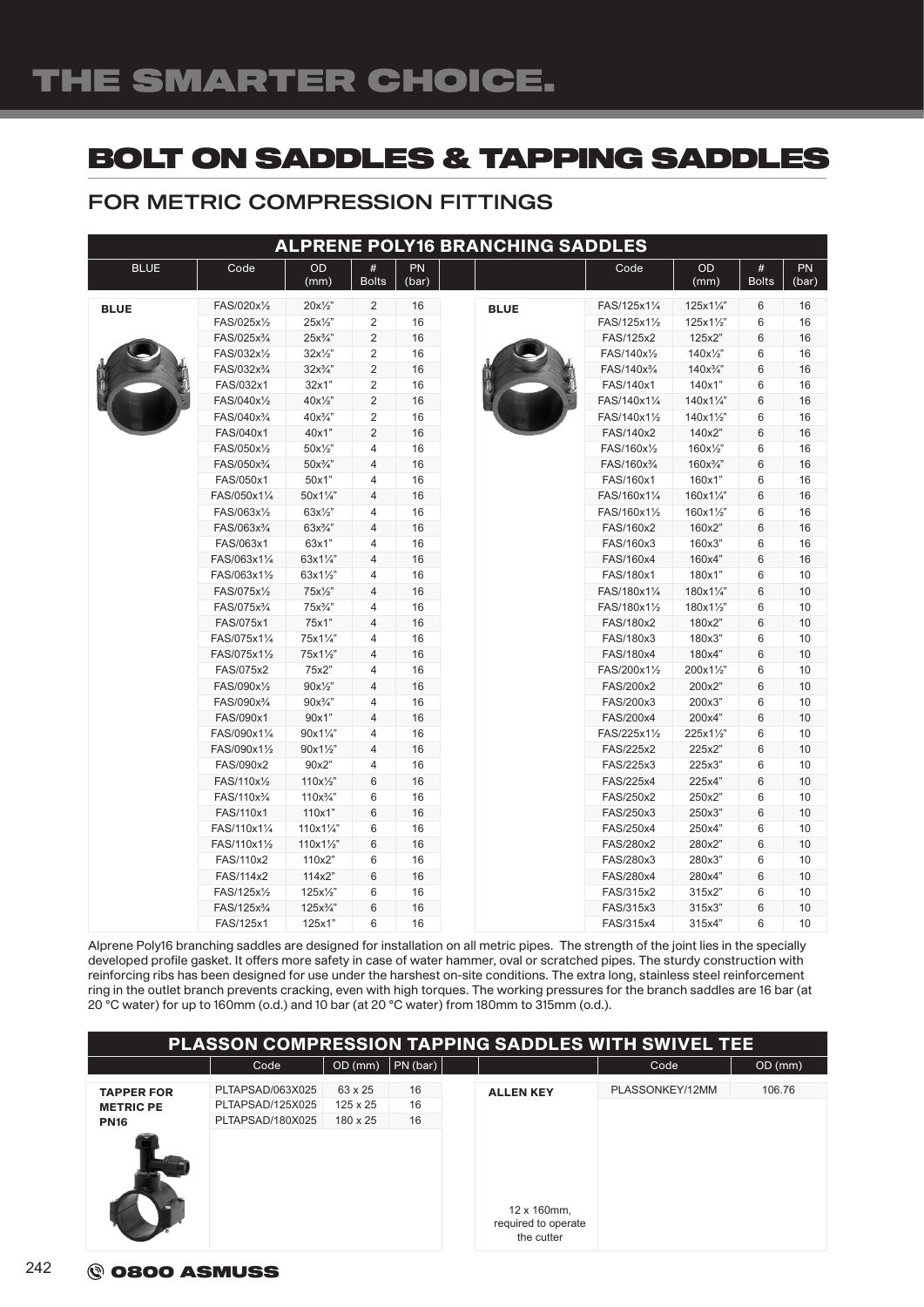# BOLT ON SADDLES & TAPPING SADDLES

## FOR METRIC COMPRESSION FITTINGS

### ALPRENE POLY16 BRANCHING SADDLES

| BLUE | Code | OD (mm) | # Bolts | PN (bar) | | Code | OD (mm) | # Bolts | PN (bar) |
|---|---|---|---|---|---|---|---|---|---|
| **BLUE** | FAS/020x½ | 20x½" | 2 | 16 | **BLUE** | FAS/125x1¼ | 125x1¼" | 6 | 16 |
| | FAS/025x½ | 25x½" | 2 | 16 | | FAS/125x1½ | 125x1½" | 6 | 16 |
| | FAS/025x¾ | 25x¾" | 2 | 16 | | FAS/125x2 | 125x2" | 6 | 16 |
| | FAS/032x½ | 32x½" | 2 | 16 | | FAS/140x½ | 140x½" | 6 | 16 |
| | FAS/032x¾ | 32x¾" | 2 | 16 | | FAS/140x¾ | 140x¾" | 6 | 16 |
| | FAS/032x1 | 32x1" | 2 | 16 | | FAS/140x1 | 140x1" | 6 | 16 |
| | FAS/040x½ | 40x½" | 2 | 16 | | FAS/140x1¼ | 140x1¼" | 6 | 16 |
| | FAS/040x¾ | 40x¾" | 2 | 16 | | FAS/140x1½ | 140x1½" | 6 | 16 |
| | FAS/040x1 | 40x1" | 2 | 16 | | FAS/140x2 | 140x2" | 6 | 16 |
| | FAS/050x½ | 50x½" | 4 | 16 | | FAS/160x½ | 160x½" | 6 | 16 |
| | FAS/050x¾ | 50x¾" | 4 | 16 | | FAS/160x¾ | 160x¾" | 6 | 16 |
| | FAS/050x1 | 50x1" | 4 | 16 | | FAS/160x1 | 160x1" | 6 | 16 |
| | FAS/050x1¼ | 50x1¼" | 4 | 16 | | FAS/160x1¼ | 160x1¼" | 6 | 16 |
| | FAS/063x½ | 63x½" | 4 | 16 | | FAS/160x1½ | 160x1½" | 6 | 16 |
| | FAS/063x¾ | 63x¾" | 4 | 16 | | FAS/160x2 | 160x2" | 6 | 16 |
| | FAS/063x1 | 63x1" | 4 | 16 | | FAS/160x3 | 160x3" | 6 | 16 |
| | FAS/063x1¼ | 63x1¼" | 4 | 16 | | FAS/160x4 | 160x4" | 6 | 16 |
| | FAS/063x1½ | 63x1½" | 4 | 16 | | FAS/180x1 | 180x1" | 6 | 10 |
| | FAS/075x½ | 75x½" | 4 | 16 | | FAS/180x1¼ | 180x1¼" | 6 | 10 |
| | FAS/075x¾ | 75x¾" | 4 | 16 | | FAS/180x1½ | 180x1½" | 6 | 10 |
| | FAS/075x1 | 75x1" | 4 | 16 | | FAS/180x2 | 180x2" | 6 | 10 |
| | FAS/075x1¼ | 75x1¼" | 4 | 16 | | FAS/180x3 | 180x3" | 6 | 10 |
| | FAS/075x1½ | 75x1½" | 4 | 16 | | FAS/180x4 | 180x4" | 6 | 10 |
| | FAS/075x2 | 75x2" | 4 | 16 | | FAS/200x1½ | 200x1½" | 6 | 10 |
| | FAS/090x½ | 90x½" | 4 | 16 | | FAS/200x2 | 200x2" | 6 | 10 |
| | FAS/090x¾ | 90x¾" | 4 | 16 | | FAS/200x3 | 200x3" | 6 | 10 |
| | FAS/090x1 | 90x1" | 4 | 16 | | FAS/200x4 | 200x4" | 6 | 10 |
| | FAS/090x1¼ | 90x1¼" | 4 | 16 | | FAS/225x1½ | 225x1½" | 6 | 10 |
| | FAS/090x1½ | 90x1½" | 4 | 16 | | FAS/225x2 | 225x2" | 6 | 10 |
| | FAS/090x2 | 90x2" | 4 | 16 | | FAS/225x3 | 225x3" | 6 | 10 |
| | FAS/110x½ | 110x½" | 6 | 16 | | FAS/225x4 | 225x4" | 6 | 10 |
| | FAS/110x¾ | 110x¾" | 6 | 16 | | FAS/250x2 | 250x2" | 6 | 10 |
| | FAS/110x1 | 110x1" | 6 | 16 | | FAS/250x3 | 250x3" | 6 | 10 |
| | FAS/110x1¼ | 110x1¼" | 6 | 16 | | FAS/250x4 | 250x4" | 6 | 10 |
| | FAS/110x1½ | 110x1½" | 6 | 16 | | FAS/280x2 | 280x2" | 6 | 10 |
| | FAS/110x2 | 110x2" | 6 | 16 | | FAS/280x3 | 280x3" | 6 | 10 |
| | FAS/114x2 | 114x2" | 6 | 16 | | FAS/280x4 | 280x4" | 6 | 10 |
| | FAS/125x½ | 125x½" | 6 | 16 | | FAS/315x2 | 315x2" | 6 | 10 |
| | FAS/125x¾ | 125x¾" | 6 | 16 | | FAS/315x3 | 315x3" | 6 | 10 |
| | FAS/125x1 | 125x1" | 6 | 16 | | FAS/315x4 | 315x4" | 6 | 10 |

Alprene Poly16 branching saddles are designed for installation on all metric pipes. The strength of the joint lies in the specially developed profile gasket. It offers more safety in case of water hammer, oval or scratched pipes. The sturdy construction with reinforcing ribs has been designed for use under the harshest on-site conditions. The extra long, stainless steel reinforcement ring in the outlet branch prevents cracking, even with high torques. The working pressures for the branch saddles are 16 bar (at 20 °C water) for up to 160mm (o.d.) and 10 bar (at 20 °C water) from 180mm to 315mm (o.d.).

### PLASSON COMPRESSION TAPPING SADDLES WITH SWIVEL TEE

| | Code | OD (mm) | PN (bar) | | Code | OD (mm) |
|---|---|---|---|---|---|---|
| **TAPPER FOR METRIC PE PN16** | PLTAPSAD/063X025 | 63 x 25 | 16 | **ALLEN KEY** | PLASSONKEY/12MM | 106.76 |
| | PLTAPSAD/125X025 | 125 x 25 | 16 | 12 x 160mm, required to operate the cutter | | |
| | PLTAPSAD/180X025 | 180 x 25 | 16 | | | |

**0800 ASMUSS**